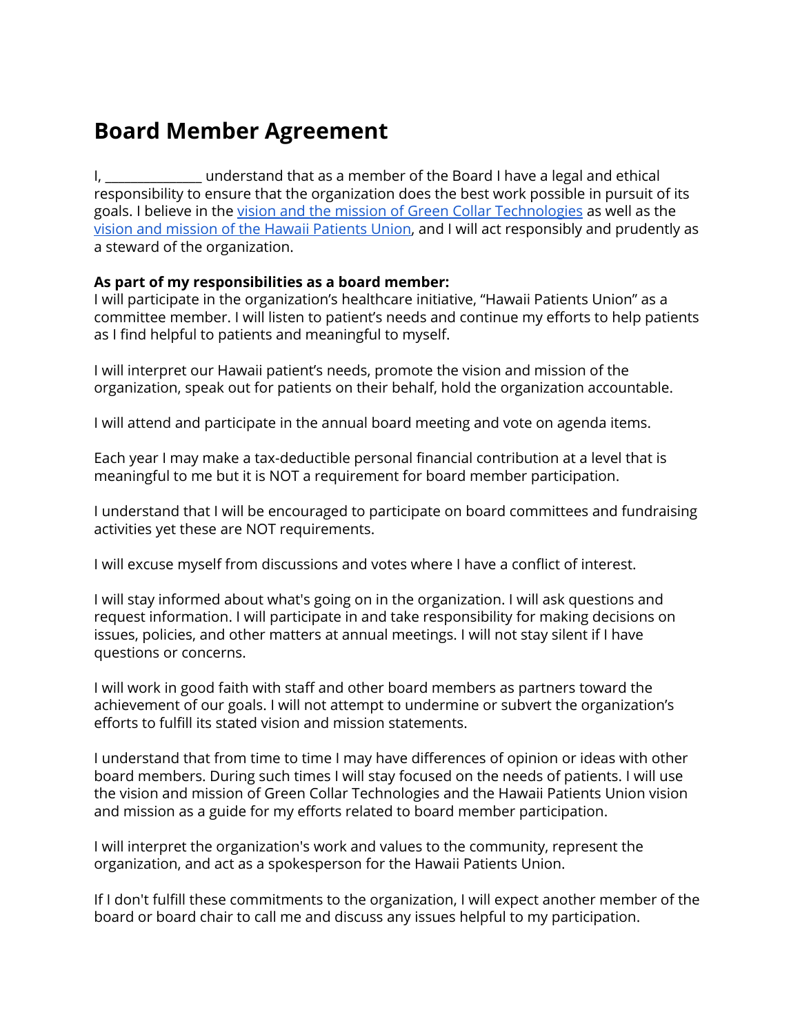# Board Member Agreement

I, _______________ understand that as a member of the Board I have a legal and ethical responsibility to ensure that the organization does the best work possible in pursuit of its goals. I believe in the vision and the mission of Green Collar Technologies as well as the vision and mission of the Hawaii Patients Union, and I will act responsibly and prudently as a steward of the organization.

**As part of my responsibilities as a board member:**
I will participate in the organization's healthcare initiative, "Hawaii Patients Union" as a committee member. I will listen to patient's needs and continue my efforts to help patients as I find helpful to patients and meaningful to myself.

I will interpret our Hawaii patient's needs, promote the vision and mission of the organization, speak out for patients on their behalf, hold the organization accountable.

I will attend and participate in the annual board meeting and vote on agenda items.

Each year I may make a tax-deductible personal financial contribution at a level that is meaningful to me but it is NOT a requirement for board member participation.

I understand that I will be encouraged to participate on board committees and fundraising activities yet these are NOT requirements.

I will excuse myself from discussions and votes where I have a conflict of interest.

I will stay informed about what's going on in the organization. I will ask questions and request information. I will participate in and take responsibility for making decisions on issues, policies, and other matters at annual meetings. I will not stay silent if I have questions or concerns.

I will work in good faith with staff and other board members as partners toward the achievement of our goals. I will not attempt to undermine or subvert the organization's efforts to fulfill its stated vision and mission statements.

I understand that from time to time I may have differences of opinion or ideas with other board members. During such times I will stay focused on the needs of patients. I will use the vision and mission of Green Collar Technologies and the Hawaii Patients Union vision and mission as a guide for my efforts related to board member participation.

I will interpret the organization's work and values to the community, represent the organization, and act as a spokesperson for the Hawaii Patients Union.

If I don't fulfill these commitments to the organization, I will expect another member of the board or board chair to call me and discuss any issues helpful to my participation.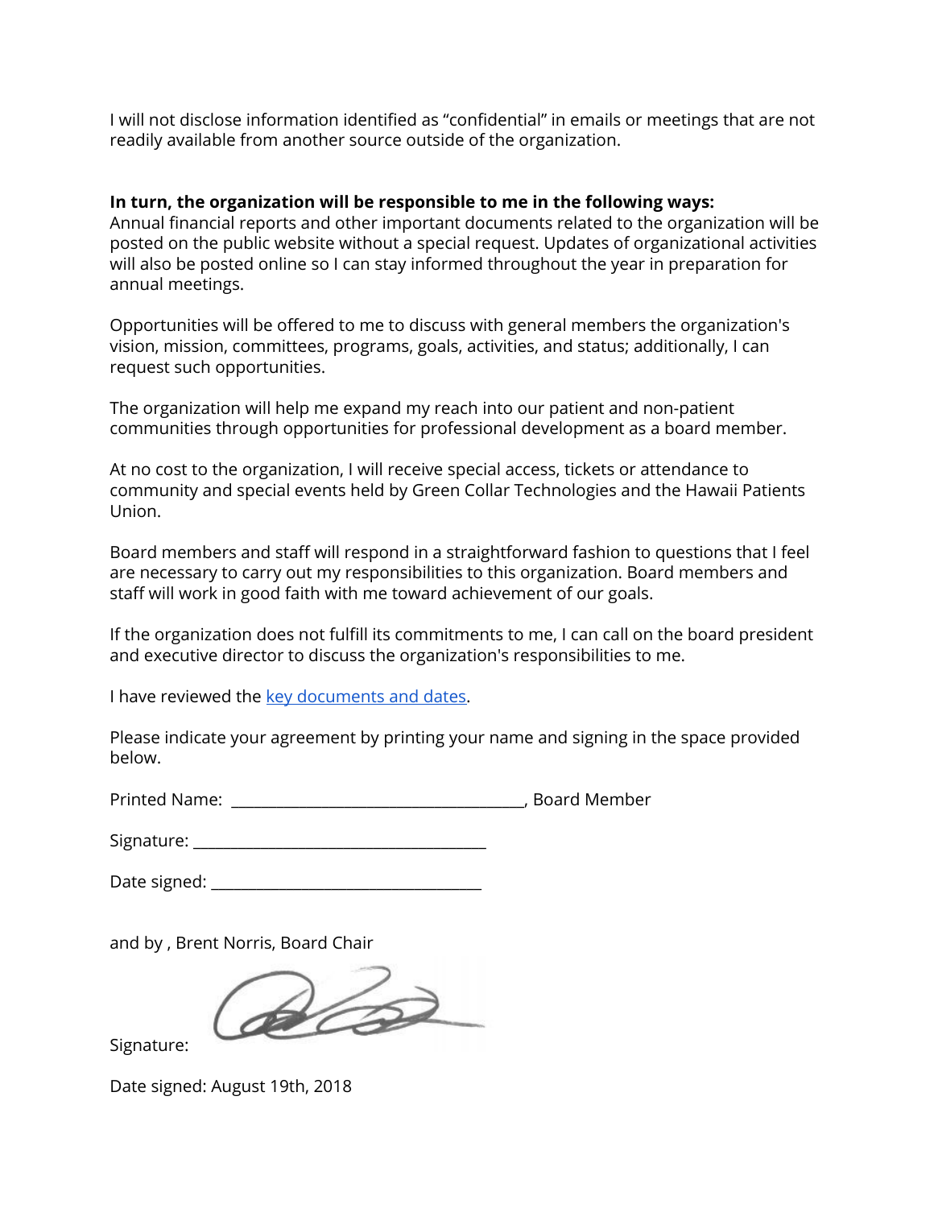I will not disclose information identified as "confidential" in emails or meetings that are not readily available from another source outside of the organization.

**In turn, the organization will be responsible to me in the following ways:**
Annual financial reports and other important documents related to the organization will be posted on the public website without a special request. Updates of organizational activities will also be posted online so I can stay informed throughout the year in preparation for annual meetings.

Opportunities will be offered to me to discuss with general members the organization's vision, mission, committees, programs, goals, activities, and status; additionally, I can request such opportunities.

The organization will help me expand my reach into our patient and non-patient communities through opportunities for professional development as a board member.

At no cost to the organization, I will receive special access, tickets or attendance to community and special events held by Green Collar Technologies and the Hawaii Patients Union.

Board members and staff will respond in a straightforward fashion to questions that I feel are necessary to carry out my responsibilities to this organization. Board members and staff will work in good faith with me toward achievement of our goals.

If the organization does not fulfill its commitments to me, I can call on the board president and executive director to discuss the organization's responsibilities to me.

I have reviewed the key documents and dates.

Please indicate your agreement by printing your name and signing in the space provided below.

Printed Name: ____________________________________, Board Member

Signature: ____________________________________

Date signed: _________________________________

and by , Brent Norris, Board Chair

Signature:

Date signed: August 19th, 2018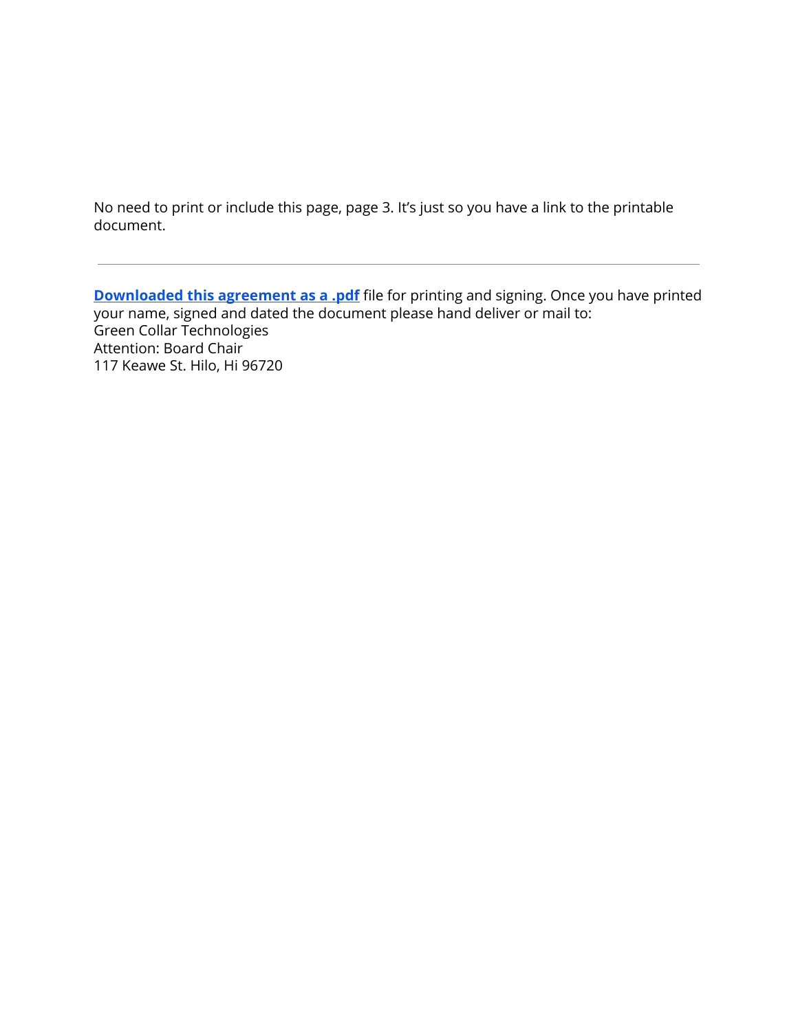No need to print or include this page, page 3. It's just so you have a link to the printable document.

---

**Downloaded this agreement as a .pdf** file for printing and signing. Once you have printed your name, signed and dated the document please hand deliver or mail to:
Green Collar Technologies
Attention: Board Chair
117 Keawe St. Hilo, Hi 96720